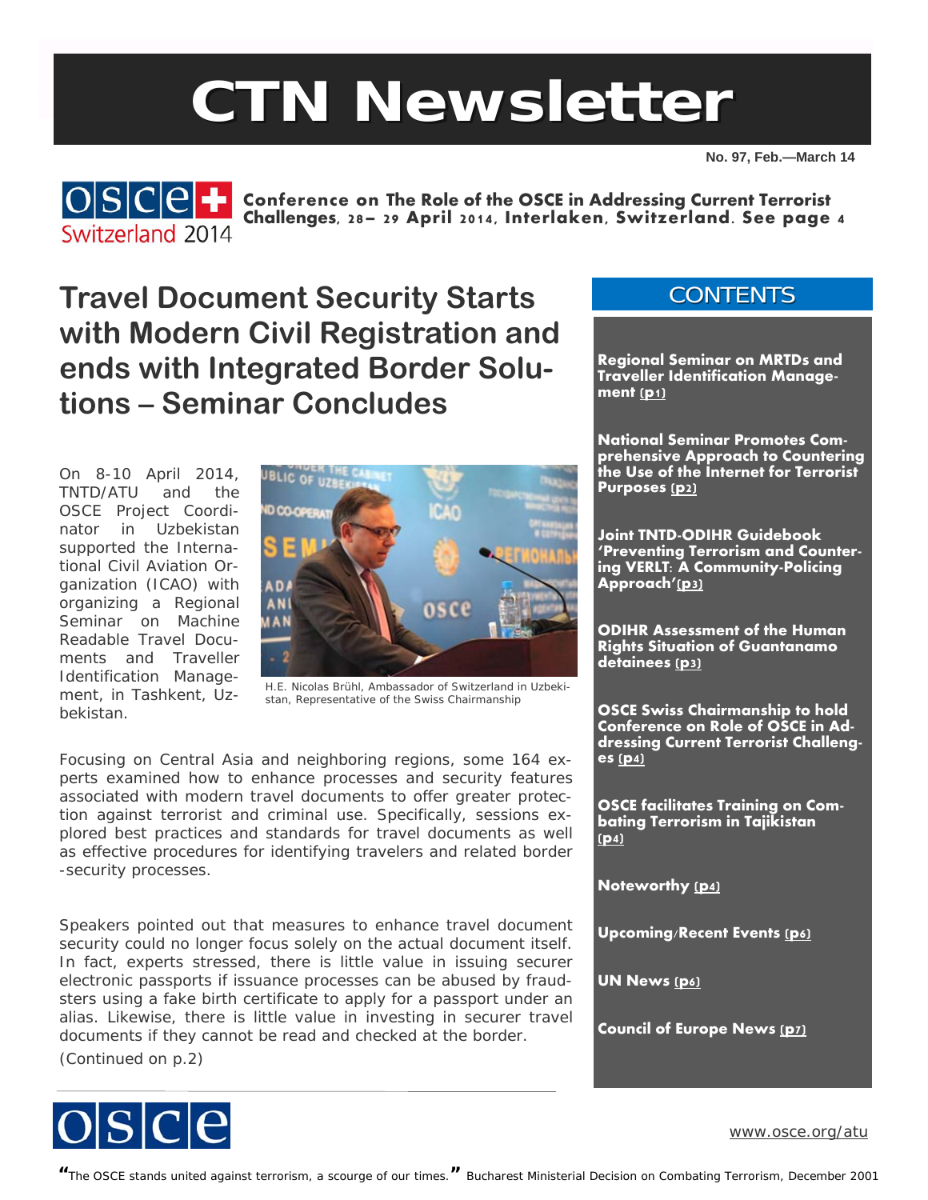# CTN Newsletter

No. 97, Feb.—March 14

**Conference on The Role of the OSCE in Addressing Current Terrorist Challenges, 28– 29 April 2014, Interlaken, Switzerland. See page 4**

## Travel Document Security Starts with Modern Civil Registration and ends with Integrated Border Solutions – Seminar Concludes

On 8-10 April 2014, TNTD/ATU and the OSCE Project Coordinator in Uzbekistan supported the International Civil Aviation Organization (ICAO) with organizing a Regional Seminar on Machine Readable Travel Documents and Traveller Identification Management, in Tashkent, Uzbekistan.

H.E. Nicolas Brühl, Ambassador of Switzerland in Uzbekistan, Representative of the Swiss Chairmanship

Focusing on Central Asia and neighboring regions, some 164 experts examined how to enhance processes and security features associated with modern travel documents to offer greater protection against terrorist and criminal use. Specifically, sessions explored best practices and standards for travel documents as well as effective procedures for identifying travelers and related border-security processes.

Speakers pointed out that measures to enhance travel document security could no longer focus solely on the actual document itself. In fact, experts stressed, there is little value in issuing securer electronic passports if issuance processes can be abused by fraudsters using a fake birth certificate to apply for a passport under an alias. Likewise, there is little value in investing in securer travel documents if they cannot be read and checked at the border.

(Continued on p.2)

## CONTENTS

- **Regional Seminar on MRTDs and Traveller Identification Management (p1)**
- **National Seminar Promotes Comprehensive Approach to Countering the Use of the Internet for Terrorist Purposes (p2)**
- **Joint TNTD-ODIHR Guidebook 'Preventing Terrorism and Countering VERLT: A Community-Policing Approach'(p3)**
- **ODIHR Assessment of the Human Rights Situation of Guantanamo detainees (p3)**
- **OSCE Swiss Chairmanship to hold Conference on Role of OSCE in Addressing Current Terrorist Challenges (p4)**
- **OSCE facilitates Training on Combating Terrorism in Tajikistan (p4)**
- **Noteworthy (p4)**
- **Upcoming/Recent Events (p6)**
- **UN News (p6)**
- **Council of Europe News (p7)**

www.osce.org/atu

*"The OSCE stands united against terrorism, a scourge of our times."* Bucharest Ministerial Decision on Combating Terrorism, December 2001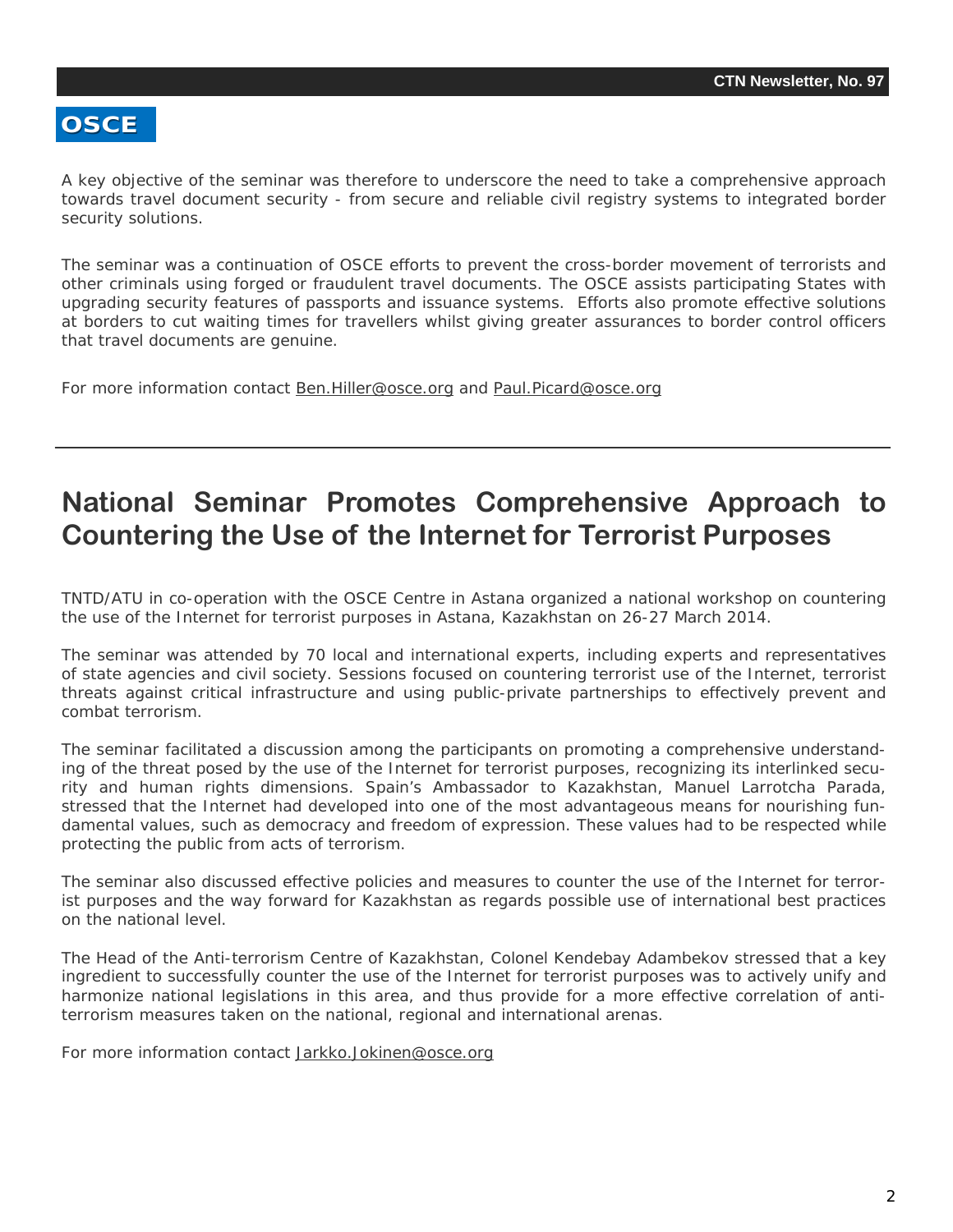A key objective of the seminar was therefore to underscore the need to take a comprehensive approach towards travel document security - from secure and reliable civil registry systems to integrated border security solutions.

The seminar was a continuation of OSCE efforts to prevent the cross-border movement of terrorists and other criminals using forged or fraudulent travel documents. The OSCE assists participating States with upgrading security features of passports and issuance systems. Efforts also promote effective solutions at borders to cut waiting times for travellers whilst giving greater assurances to border control officers that travel documents are genuine.

For more information contact Ben.Hiller@osce.org and Paul.Picard@osce.org

---

## National Seminar Promotes Comprehensive Approach to Countering the Use of the Internet for Terrorist Purposes

TNTD/ATU in co-operation with the OSCE Centre in Astana organized a national workshop on countering the use of the Internet for terrorist purposes in Astana, Kazakhstan on 26-27 March 2014.

The seminar was attended by 70 local and international experts, including experts and representatives of state agencies and civil society. Sessions focused on countering terrorist use of the Internet, terrorist threats against critical infrastructure and using public-private partnerships to effectively prevent and combat terrorism.

The seminar facilitated a discussion among the participants on promoting a comprehensive understanding of the threat posed by the use of the Internet for terrorist purposes, recognizing its interlinked security and human rights dimensions. Spain's Ambassador to Kazakhstan, Manuel Larrotcha Parada, stressed that the Internet had developed into one of the most advantageous means for nourishing fundamental values, such as democracy and freedom of expression. These values had to be respected while protecting the public from acts of terrorism.

The seminar also discussed effective policies and measures to counter the use of the Internet for terrorist purposes and the way forward for Kazakhstan as regards possible use of international best practices on the national level.

The Head of the Anti-terrorism Centre of Kazakhstan, Colonel Kendebay Adambekov stressed that a key ingredient to successfully counter the use of the Internet for terrorist purposes was to actively unify and harmonize national legislations in this area, and thus provide for a more effective correlation of anti-terrorism measures taken on the national, regional and international arenas.

For more information contact Jarkko.Jokinen@osce.org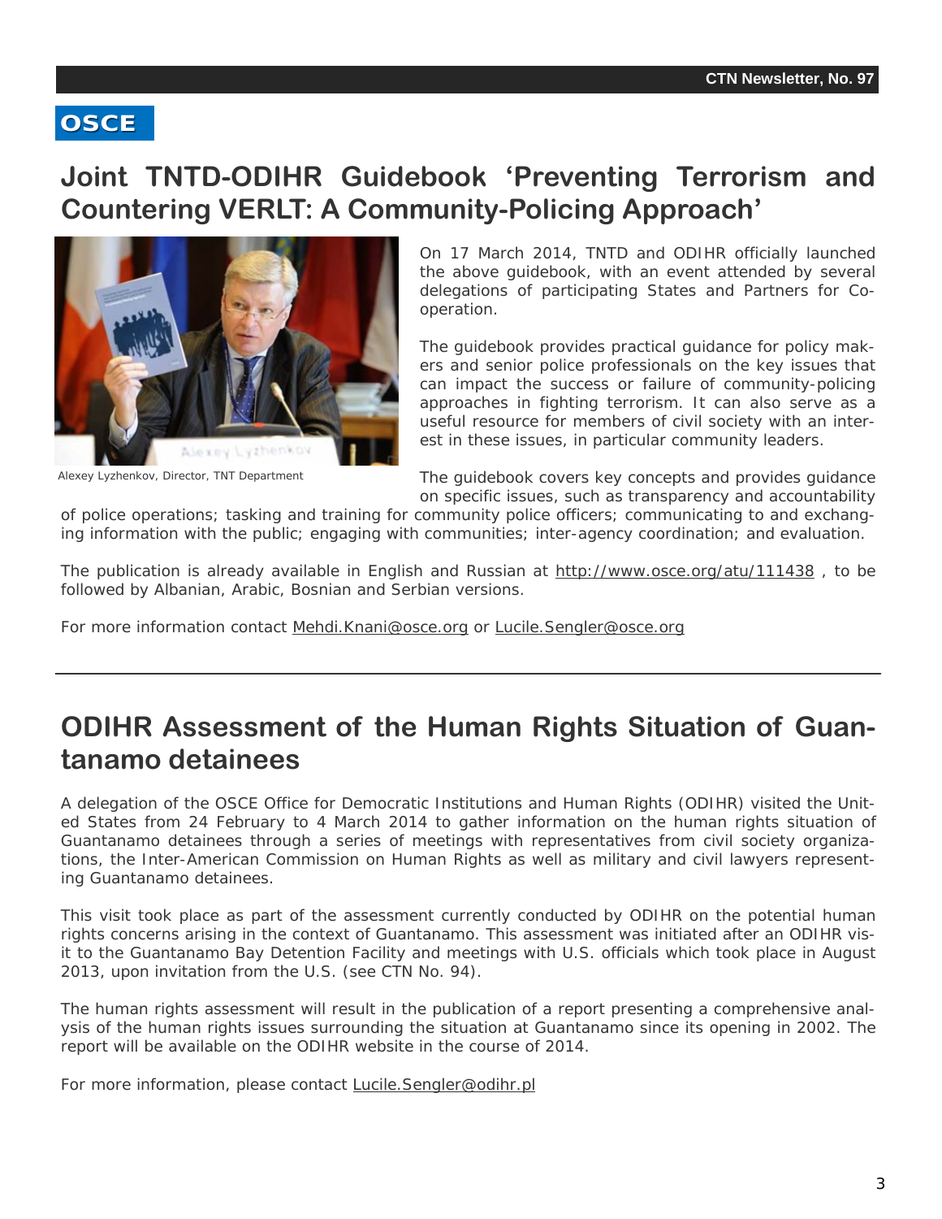OSCE

## Joint TNTD-ODIHR Guidebook 'Preventing Terrorism and Countering VERLT: A Community-Policing Approach'

Alexey Lyzhenkov, Director, TNT Department

On 17 March 2014, TNTD and ODIHR officially launched the above guidebook, with an event attended by several delegations of participating States and Partners for Co-operation.

The guidebook provides practical guidance for policy makers and senior police professionals on the key issues that can impact the success or failure of community-policing approaches in fighting terrorism. It can also serve as a useful resource for members of civil society with an interest in these issues, in particular community leaders.

The guidebook covers key concepts and provides guidance on specific issues, such as transparency and accountability of police operations; tasking and training for community police officers; communicating to and exchanging information with the public; engaging with communities; inter-agency coordination; and evaluation.

The publication is already available in English and Russian at http://www.osce.org/atu/111438 , to be followed by Albanian, Arabic, Bosnian and Serbian versions.

For more information contact Mehdi.Knani@osce.org or Lucile.Sengler@osce.org

---

## ODIHR Assessment of the Human Rights Situation of Guantanamo detainees

A delegation of the OSCE Office for Democratic Institutions and Human Rights (ODIHR) visited the United States from 24 February to 4 March 2014 to gather information on the human rights situation of Guantanamo detainees through a series of meetings with representatives from civil society organizations, the Inter-American Commission on Human Rights as well as military and civil lawyers representing Guantanamo detainees.

This visit took place as part of the assessment currently conducted by ODIHR on the potential human rights concerns arising in the context of Guantanamo. This assessment was initiated after an ODIHR visit to the Guantanamo Bay Detention Facility and meetings with U.S. officials which took place in August 2013, upon invitation from the U.S. (see CTN No. 94).

The human rights assessment will result in the publication of a report presenting a comprehensive analysis of the human rights issues surrounding the situation at Guantanamo since its opening in 2002. The report will be available on the ODIHR website in the course of 2014.

For more information, please contact Lucile.Sengler@odihr.pl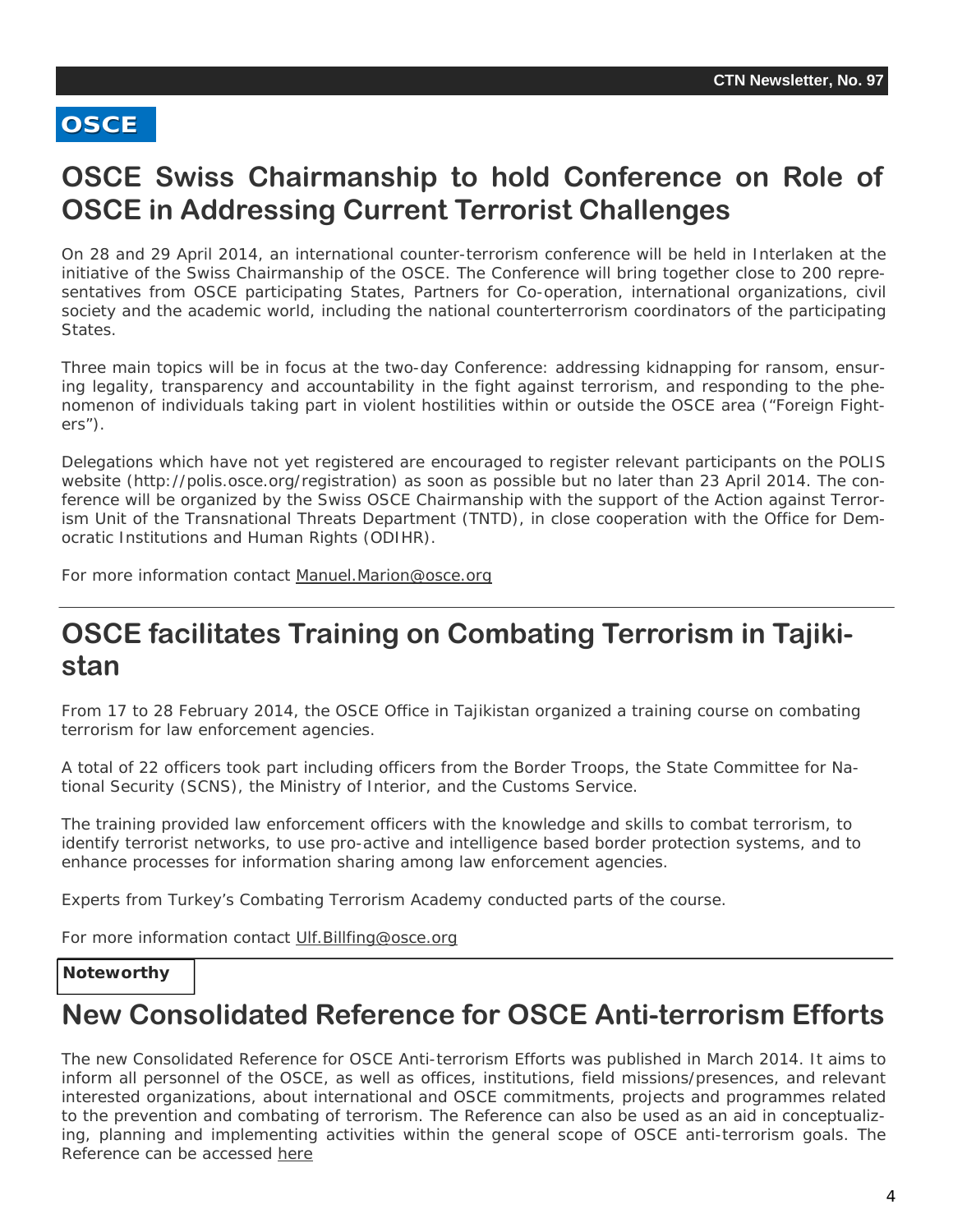**OSCE**

## OSCE Swiss Chairmanship to hold Conference on Role of OSCE in Addressing Current Terrorist Challenges

On 28 and 29 April 2014, an international counter-terrorism conference will be held in Interlaken at the initiative of the Swiss Chairmanship of the OSCE. The Conference will bring together close to 200 representatives from OSCE participating States, Partners for Co-operation, international organizations, civil society and the academic world, including the national counterterrorism coordinators of the participating States.

Three main topics will be in focus at the two-day Conference: addressing kidnapping for ransom, ensuring legality, transparency and accountability in the fight against terrorism, and responding to the phenomenon of individuals taking part in violent hostilities within or outside the OSCE area ("Foreign Fighters").

Delegations which have not yet registered are encouraged to register relevant participants on the POLIS website (http://polis.osce.org/registration) as soon as possible but no later than 23 April 2014. The conference will be organized by the Swiss OSCE Chairmanship with the support of the Action against Terrorism Unit of the Transnational Threats Department (TNTD), in close cooperation with the Office for Democratic Institutions and Human Rights (ODIHR).

For more information contact Manuel.Marion@osce.org

---

## OSCE facilitates Training on Combating Terrorism in Tajikistan

From 17 to 28 February 2014, the OSCE Office in Tajikistan organized a training course on combating terrorism for law enforcement agencies.

A total of 22 officers took part including officers from the Border Troops, the State Committee for National Security (SCNS), the Ministry of Interior, and the Customs Service.

The training provided law enforcement officers with the knowledge and skills to combat terrorism, to identify terrorist networks, to use pro-active and intelligence based border protection systems, and to enhance processes for information sharing among law enforcement agencies.

Experts from Turkey's Combating Terrorism Academy conducted parts of the course.

For more information contact Ulf.Billfing@osce.org

---

**Noteworthy**

## New Consolidated Reference for OSCE Anti-terrorism Efforts

The new Consolidated Reference for OSCE Anti-terrorism Efforts was published in March 2014. It aims to inform all personnel of the OSCE, as well as offices, institutions, field missions/presences, and relevant interested organizations, about international and OSCE commitments, projects and programmes related to the prevention and combating of terrorism. The Reference can also be used as an aid in conceptualizing, planning and implementing activities within the general scope of OSCE anti-terrorism goals. The Reference can be accessed here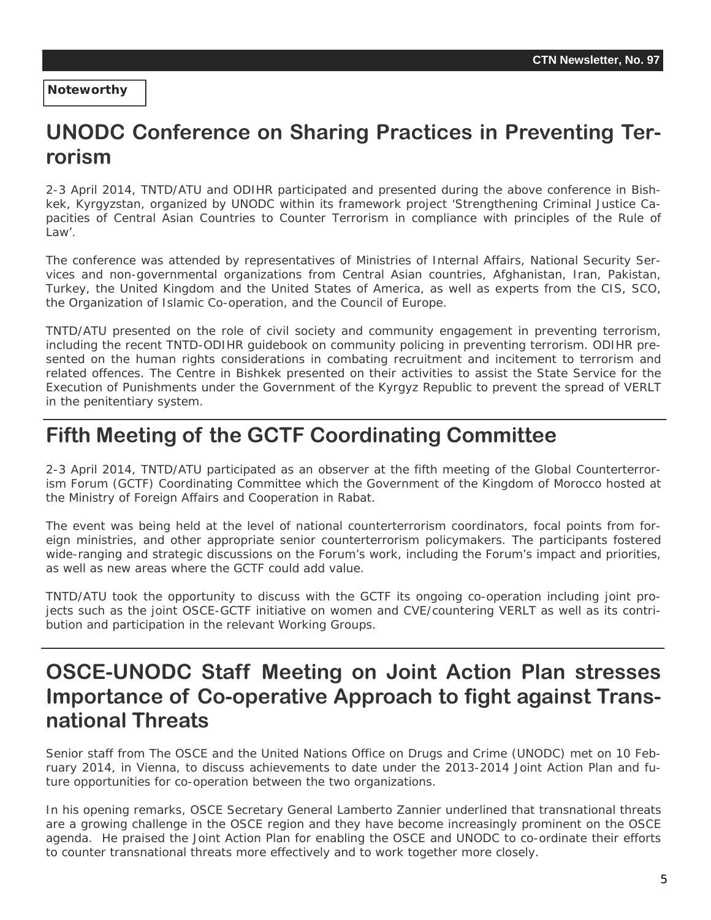**Noteworthy**

## UNODC Conference on Sharing Practices in Preventing Terrorism

2-3 April 2014, TNTD/ATU and ODIHR participated and presented during the above conference in Bishkek, Kyrgyzstan, organized by UNODC within its framework project 'Strengthening Criminal Justice Capacities of Central Asian Countries to Counter Terrorism in compliance with principles of the Rule of Law'.

The conference was attended by representatives of Ministries of Internal Affairs, National Security Services and non-governmental organizations from Central Asian countries, Afghanistan, Iran, Pakistan, Turkey, the United Kingdom and the United States of America, as well as experts from the CIS, SCO, the Organization of Islamic Co-operation, and the Council of Europe.

TNTD/ATU presented on the role of civil society and community engagement in preventing terrorism, including the recent TNTD-ODIHR guidebook on community policing in preventing terrorism. ODIHR presented on the human rights considerations in combating recruitment and incitement to terrorism and related offences. The Centre in Bishkek presented on their activities to assist the State Service for the Execution of Punishments under the Government of the Kyrgyz Republic to prevent the spread of VERLT in the penitentiary system.

## Fifth Meeting of the GCTF Coordinating Committee

2-3 April 2014, TNTD/ATU participated as an observer at the fifth meeting of the Global Counterterrorism Forum (GCTF) Coordinating Committee which the Government of the Kingdom of Morocco hosted at the Ministry of Foreign Affairs and Cooperation in Rabat.

The event was being held at the level of national counterterrorism coordinators, focal points from foreign ministries, and other appropriate senior counterterrorism policymakers. The participants fostered wide-ranging and strategic discussions on the Forum's work, including the Forum's impact and priorities, as well as new areas where the GCTF could add value.

TNTD/ATU took the opportunity to discuss with the GCTF its ongoing co-operation including joint projects such as the joint OSCE-GCTF initiative on women and CVE/countering VERLT as well as its contribution and participation in the relevant Working Groups.

## OSCE-UNODC Staff Meeting on Joint Action Plan stresses Importance of Co-operative Approach to fight against Transnational Threats

Senior staff from The OSCE and the United Nations Office on Drugs and Crime (UNODC) met on 10 February 2014, in Vienna, to discuss achievements to date under the 2013-2014 Joint Action Plan and future opportunities for co-operation between the two organizations.

In his opening remarks, OSCE Secretary General Lamberto Zannier underlined that transnational threats are a growing challenge in the OSCE region and they have become increasingly prominent on the OSCE agenda. He praised the Joint Action Plan for enabling the OSCE and UNODC to co-ordinate their efforts to counter transnational threats more effectively and to work together more closely.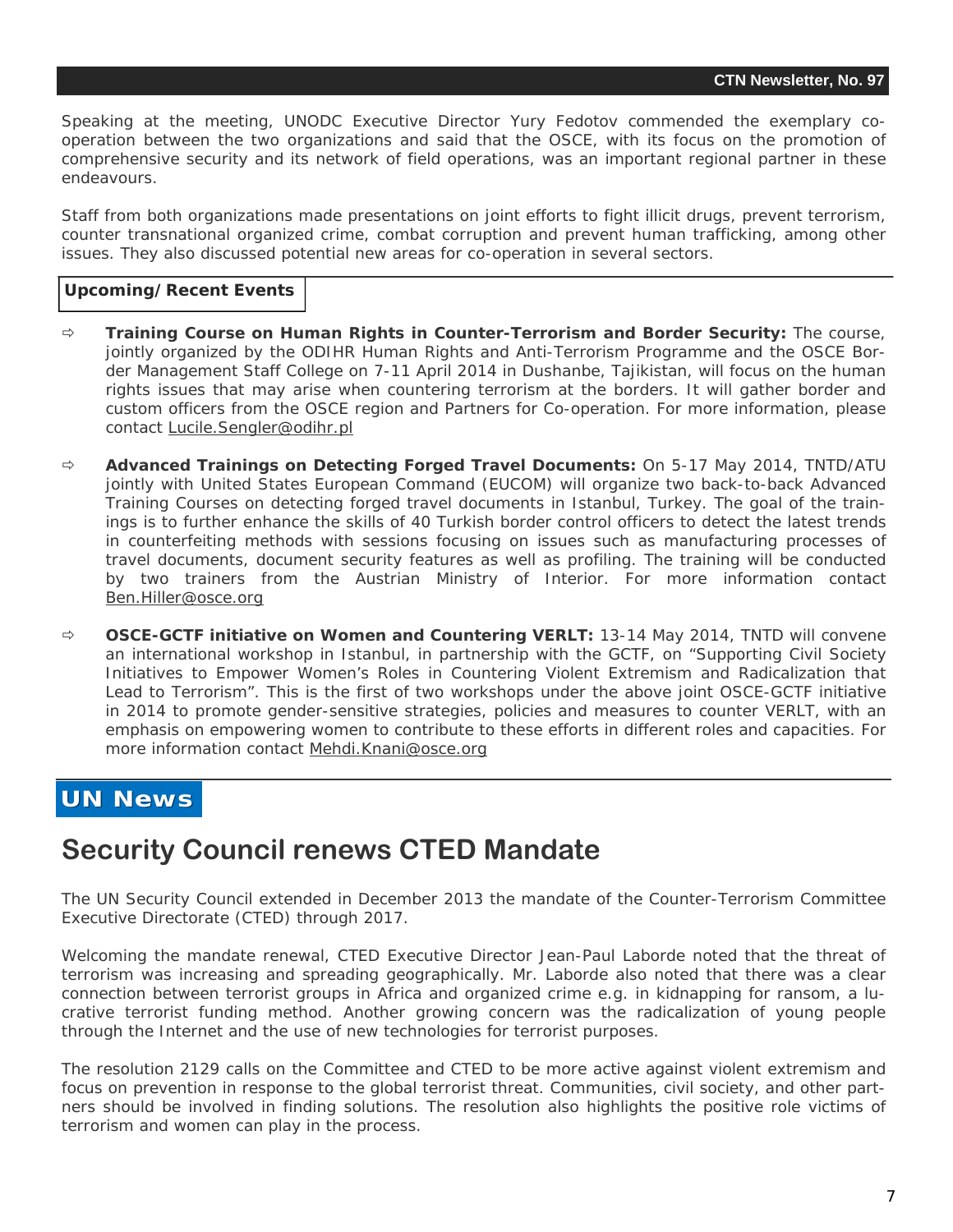Speaking at the meeting, UNODC Executive Director Yury Fedotov commended the exemplary co-operation between the two organizations and said that the OSCE, with its focus on the promotion of comprehensive security and its network of field operations, was an important regional partner in these endeavours.

Staff from both organizations made presentations on joint efforts to fight illicit drugs, prevent terrorism, counter transnational organized crime, combat corruption and prevent human trafficking, among other issues. They also discussed potential new areas for co-operation in several sectors.

### Upcoming/Recent Events

- **Training Course on Human Rights in Counter-Terrorism and Border Security:** The course, jointly organized by the ODIHR Human Rights and Anti-Terrorism Programme and the OSCE Border Management Staff College on 7-11 April 2014 in Dushanbe, Tajikistan, will focus on the human rights issues that may arise when countering terrorism at the borders. It will gather border and custom officers from the OSCE region and Partners for Co-operation. For more information, please contact Lucile.Sengler@odihr.pl

- **Advanced Trainings on Detecting Forged Travel Documents:** On 5-17 May 2014, TNTD/ATU jointly with United States European Command (EUCOM) will organize two back-to-back Advanced Training Courses on detecting forged travel documents in Istanbul, Turkey. The goal of the trainings is to further enhance the skills of 40 Turkish border control officers to detect the latest trends in counterfeiting methods with sessions focusing on issues such as manufacturing processes of travel documents, document security features as well as profiling. The training will be conducted by two trainers from the Austrian Ministry of Interior. For more information contact Ben.Hiller@osce.org

- **OSCE-GCTF initiative on Women and Countering VERLT:** 13-14 May 2014, TNTD will convene an international workshop in Istanbul, in partnership with the GCTF, on "Supporting Civil Society Initiatives to Empower Women's Roles in Countering Violent Extremism and Radicalization that Lead to Terrorism". This is the first of two workshops under the above joint OSCE-GCTF initiative in 2014 to promote gender-sensitive strategies, policies and measures to counter VERLT, with an emphasis on empowering women to contribute to these efforts in different roles and capacities. For more information contact Mehdi.Knani@osce.org

## UN News

# Security Council renews CTED Mandate

The UN Security Council extended in December 2013 the mandate of the Counter-Terrorism Committee Executive Directorate (CTED) through 2017.

Welcoming the mandate renewal, CTED Executive Director Jean-Paul Laborde noted that the threat of terrorism was increasing and spreading geographically. Mr. Laborde also noted that there was a clear connection between terrorist groups in Africa and organized crime e.g. in kidnapping for ransom, a lucrative terrorist funding method. Another growing concern was the radicalization of young people through the Internet and the use of new technologies for terrorist purposes.

The resolution 2129 calls on the Committee and CTED to be more active against violent extremism and focus on prevention in response to the global terrorist threat. Communities, civil society, and other partners should be involved in finding solutions. The resolution also highlights the positive role victims of terrorism and women can play in the process.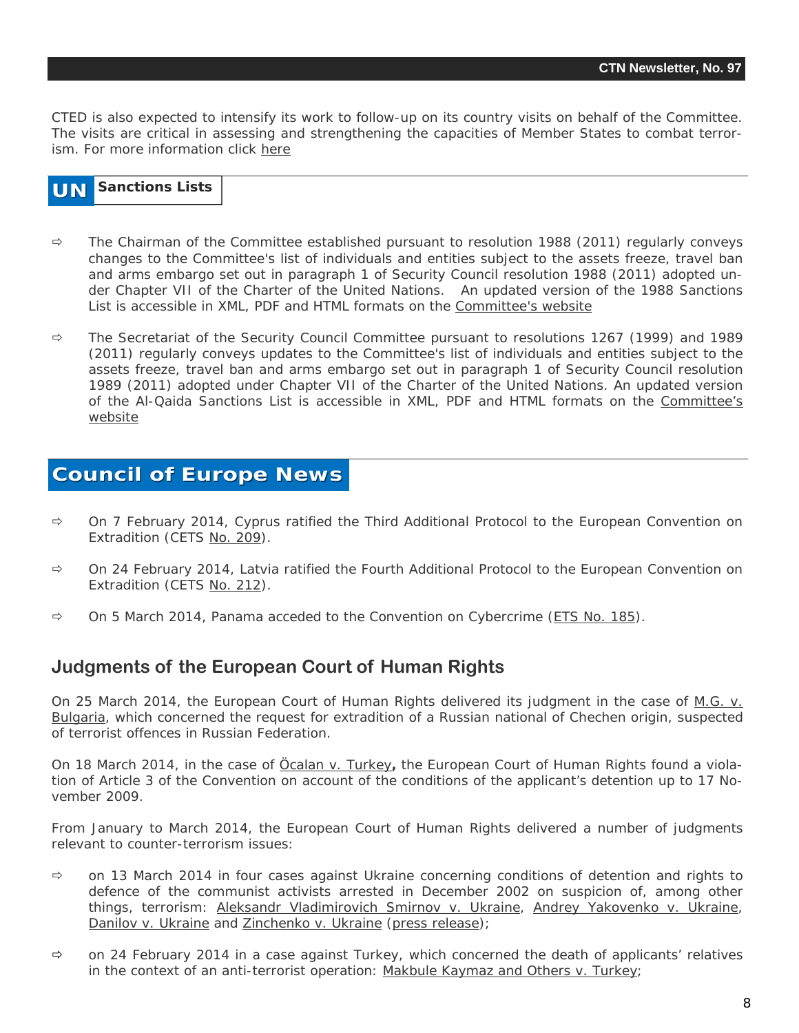CTED is also expected to intensify its work to follow-up on its country visits on behalf of the Committee. The visits are critical in assessing and strengthening the capacities of Member States to combat terrorism. For more information click here

## UN Sanctions Lists

- The Chairman of the Committee established pursuant to resolution 1988 (2011) regularly conveys changes to the Committee's list of individuals and entities subject to the assets freeze, travel ban and arms embargo set out in paragraph 1 of Security Council resolution 1988 (2011) adopted under Chapter VII of the Charter of the United Nations. An updated version of the 1988 Sanctions List is accessible in XML, PDF and HTML formats on the Committee's website

- The Secretariat of the Security Council Committee pursuant to resolutions 1267 (1999) and 1989 (2011) regularly conveys updates to the Committee's list of individuals and entities subject to the assets freeze, travel ban and arms embargo set out in paragraph 1 of Security Council resolution 1989 (2011) adopted under Chapter VII of the Charter of the United Nations. An updated version of the Al-Qaida Sanctions List is accessible in XML, PDF and HTML formats on the Committee's website

## Council of Europe News

- On 7 February 2014, Cyprus ratified the Third Additional Protocol to the European Convention on Extradition (CETS No. 209).

- On 24 February 2014, Latvia ratified the Fourth Additional Protocol to the European Convention on Extradition (CETS No. 212).

- On 5 March 2014, Panama acceded to the Convention on Cybercrime (ETS No. 185).

### Judgments of the European Court of Human Rights

On 25 March 2014, the European Court of Human Rights delivered its judgment in the case of M.G. v. Bulgaria, which concerned the request for extradition of a Russian national of Chechen origin, suspected of terrorist offences in Russian Federation.

On 18 March 2014, in the case of Öcalan v. Turkey**,** the European Court of Human Rights found a violation of Article 3 of the Convention on account of the conditions of the applicant's detention up to 17 November 2009.

From January to March 2014, the European Court of Human Rights delivered a number of judgments relevant to counter-terrorism issues:

- on 13 March 2014 in four cases against Ukraine concerning conditions of detention and rights to defence of the communist activists arrested in December 2002 on suspicion of, among other things, terrorism: Aleksandr Vladimirovich Smirnov v. Ukraine, Andrey Yakovenko v. Ukraine, Danilov v. Ukraine and Zinchenko v. Ukraine (press release);

- on 24 February 2014 in a case against Turkey, which concerned the death of applicants' relatives in the context of an anti-terrorist operation: Makbule Kaymaz and Others v. Turkey;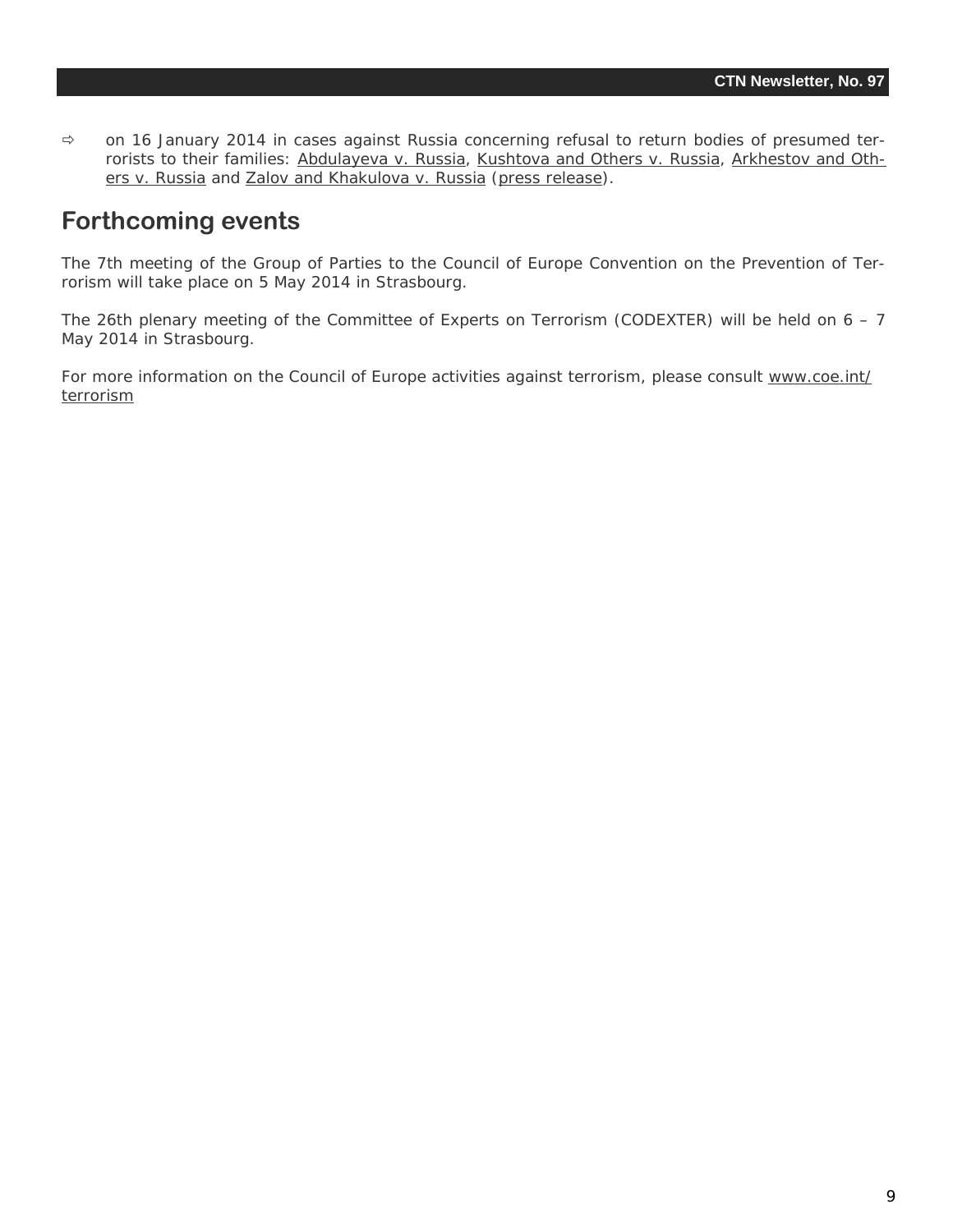- on 16 January 2014 in cases against Russia concerning refusal to return bodies of presumed terrorists to their families: Abdulayeva v. Russia, Kushtova and Others v. Russia, Arkhestov and Others v. Russia and Zalov and Khakulova v. Russia (press release).

## Forthcoming events

The 7th meeting of the Group of Parties to the Council of Europe Convention on the Prevention of Terrorism will take place on 5 May 2014 in Strasbourg.

The 26th plenary meeting of the Committee of Experts on Terrorism (CODEXTER) will be held on 6 – 7 May 2014 in Strasbourg.

For more information on the Council of Europe activities against terrorism, please consult www.coe.int/terrorism